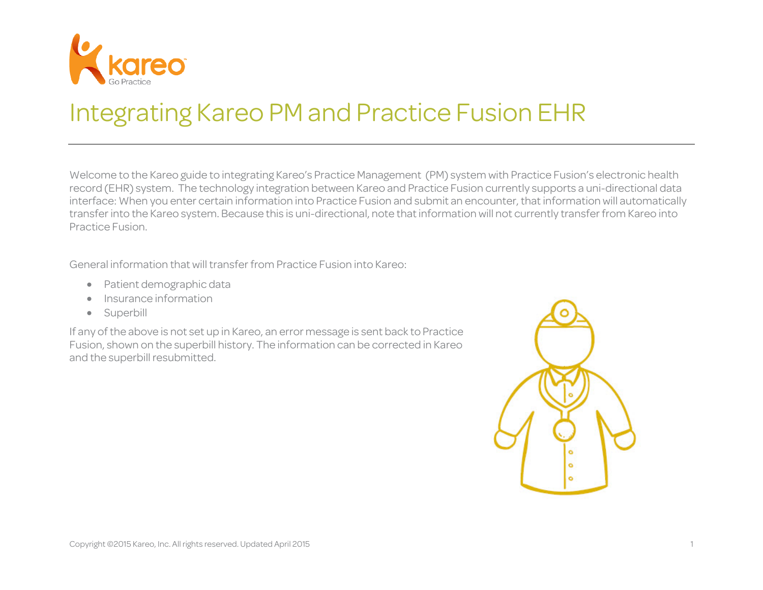# Integrating Kareo PM and Practice Fusion EHR

Welcome to the Kareo guide to integrating Kareo's Practice Management (PM) system with Practice Fusion's electronic health record (EHR) system. The technology integration between Kareo and Practice Fusion currently supports a uni-directional data interface: When you enter certain information into Practice Fusion and submit an encounter, that information will automatically transfer into the Kareo system. Because this is uni-directional, note that information will not currently transfer from Kareo into Practice Fusion.

General information that will transfer from Practice Fusion into Kareo:

- Patient demographic data
- Insurance information
- Superbill

If any of the above is not set up in Kareo, an error message is sent back to Practice Fusion, shown on the superbill history. The information can be corrected in Kareo and the superbill resubmitted.

Copyright ©2015 Kareo, Inc. All rights reserved. Updated April 2015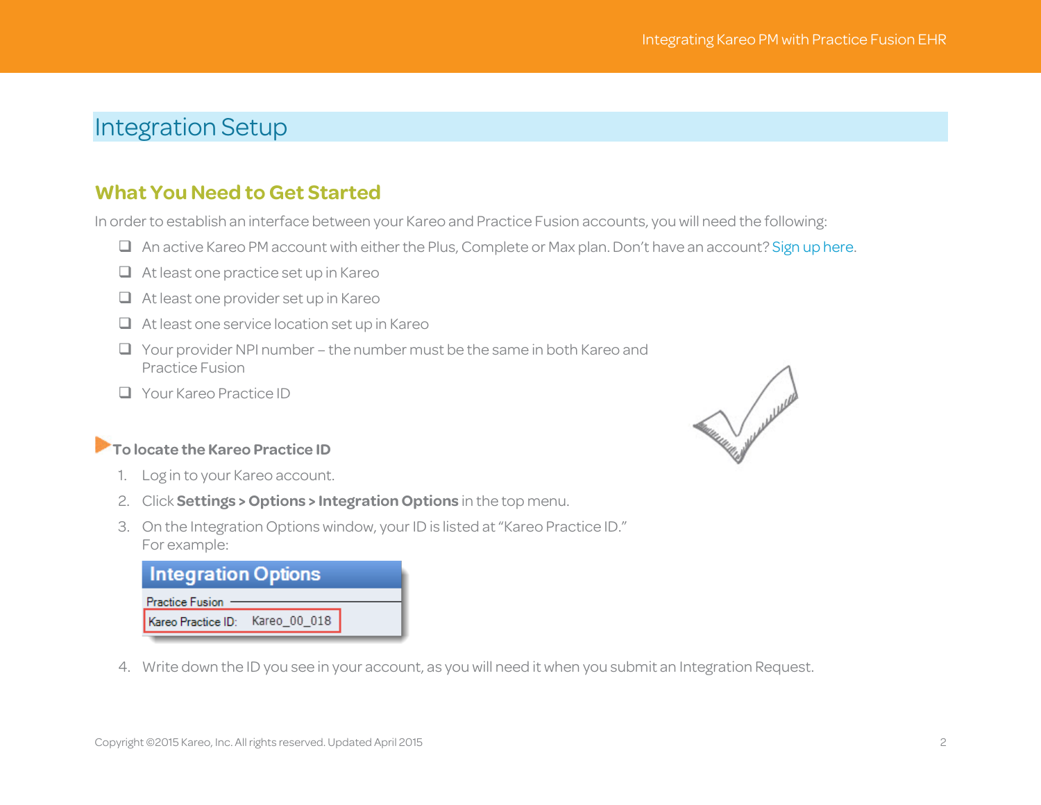# Integration Setup

## What You Need to Get Started

In order to establish an interface between your Kareo and Practice Fusion accounts, you will need the following:

- ❑ An active Kareo PM account with either the Plus, Complete or Max plan. Don't have an account? Sign up here.
- ❑ At least one practice set up in Kareo
- ❑ At least one provider set up in Kareo
- ❑ At least one service location set up in Kareo
- ❑ Your provider NPI number – the number must be the same in both Kareo and Practice Fusion
- ❑ Your Kareo Practice ID

### To locate the Kareo Practice ID

1. Log in to your Kareo account.
2. Click **Settings > Options > Integration Options** in the top menu.
3. On the Integration Options window, your ID is listed at "Kareo Practice ID." For example:

   **Integration Options**

   Practice Fusion

   Kareo Practice ID: Kareo_00_018

4. Write down the ID you see in your account, as you will need it when you submit an Integration Request.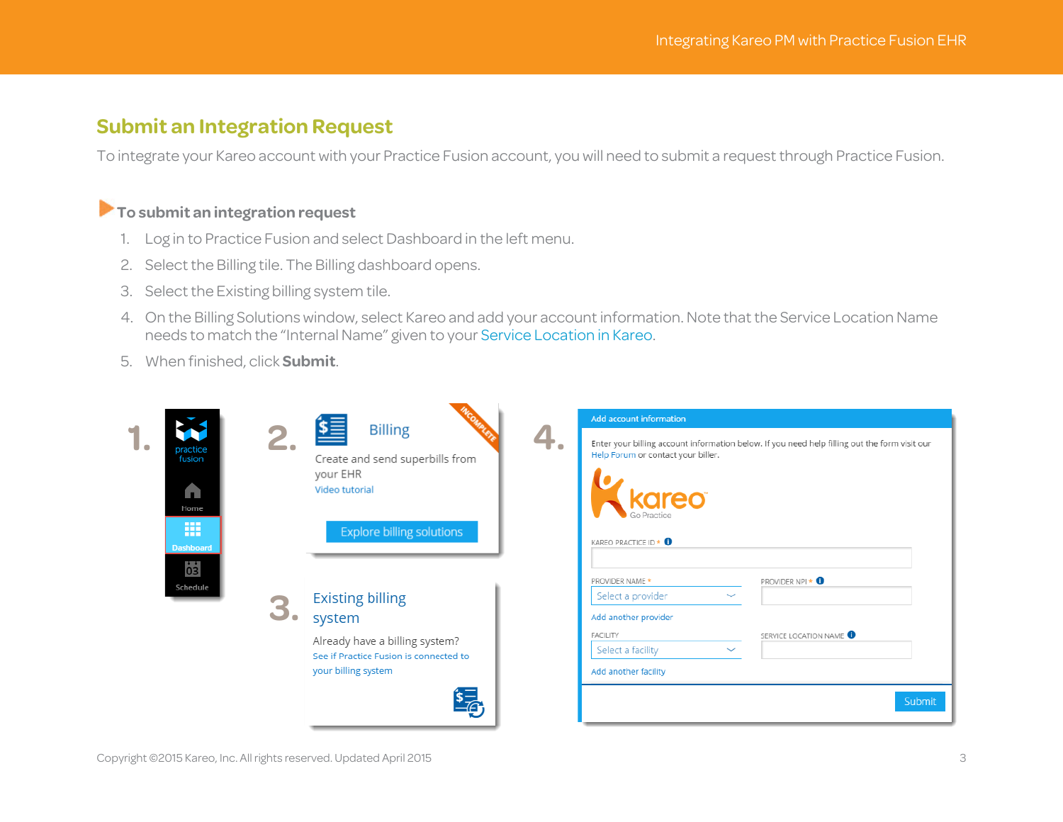## Submit an Integration Request

To integrate your Kareo account with your Practice Fusion account, you will need to submit a request through Practice Fusion.

### To submit an integration request

1. Log in to Practice Fusion and select Dashboard in the left menu.
2. Select the Billing tile. The Billing dashboard opens.
3. Select the Existing billing system tile.
4. On the Billing Solutions window, select Kareo and add your account information. Note that the Service Location Name needs to match the "Internal Name" given to your Service Location in Kareo.
5. When finished, click **Submit**.

Copyright ©2015 Kareo, Inc. All rights reserved. Updated April 2015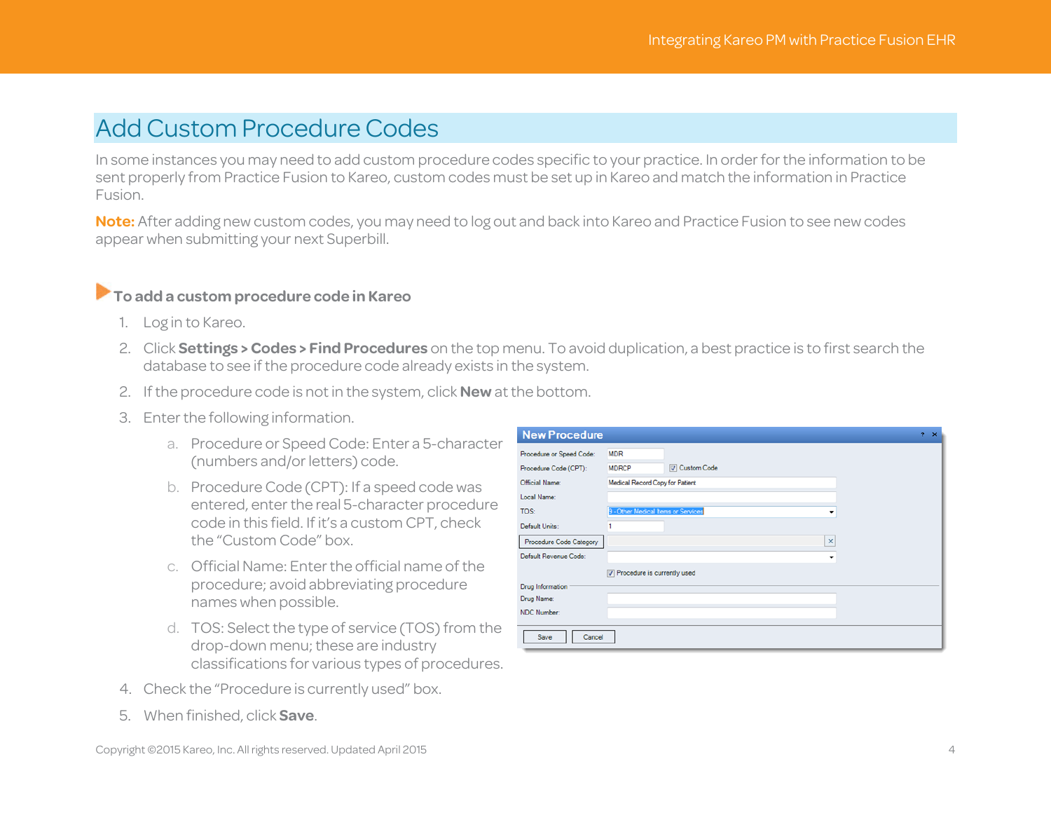## Add Custom Procedure Codes

In some instances you may need to add custom procedure codes specific to your practice. In order for the information to be sent properly from Practice Fusion to Kareo, custom codes must be set up in Kareo and match the information in Practice Fusion.

**Note:** After adding new custom codes, you may need to log out and back into Kareo and Practice Fusion to see new codes appear when submitting your next Superbill.

### To add a custom procedure code in Kareo

1. Log in to Kareo.
2. Click **Settings > Codes > Find Procedures** on the top menu. To avoid duplication, a best practice is to first search the database to see if the procedure code already exists in the system.
2. If the procedure code is not in the system, click **New** at the bottom.
3. Enter the following information.
   a. Procedure or Speed Code: Enter a 5-character (numbers and/or letters) code.
   b. Procedure Code (CPT): If a speed code was entered, enter the real 5-character procedure code in this field. If it's a custom CPT, check the "Custom Code" box.
   c. Official Name: Enter the official name of the procedure; avoid abbreviating procedure names when possible.
   d. TOS: Select the type of service (TOS) from the drop-down menu; these are industry classifications for various types of procedures.
4. Check the "Procedure is currently used" box.
5. When finished, click **Save**.

Copyright ©2015 Kareo, Inc. All rights reserved. Updated April 2015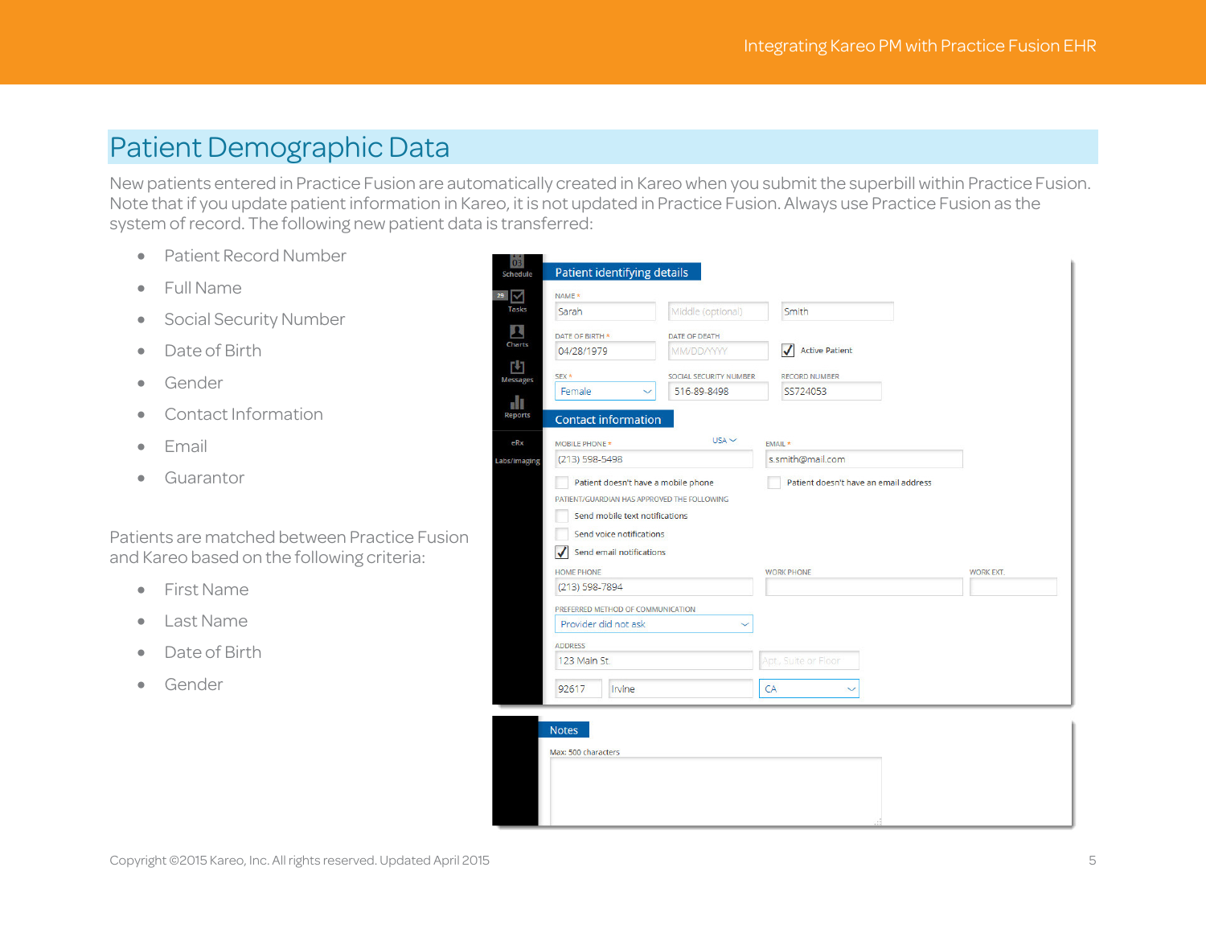## Patient Demographic Data

New patients entered in Practice Fusion are automatically created in Kareo when you submit the superbill within Practice Fusion. Note that if you update patient information in Kareo, it is not updated in Practice Fusion. Always use Practice Fusion as the system of record. The following new patient data is transferred:

- Patient Record Number
- Full Name
- Social Security Number
- Date of Birth
- Gender
- Contact Information
- Email
- Guarantor

Patients are matched between Practice Fusion and Kareo based on the following criteria:

- First Name
- Last Name
- Date of Birth
- Gender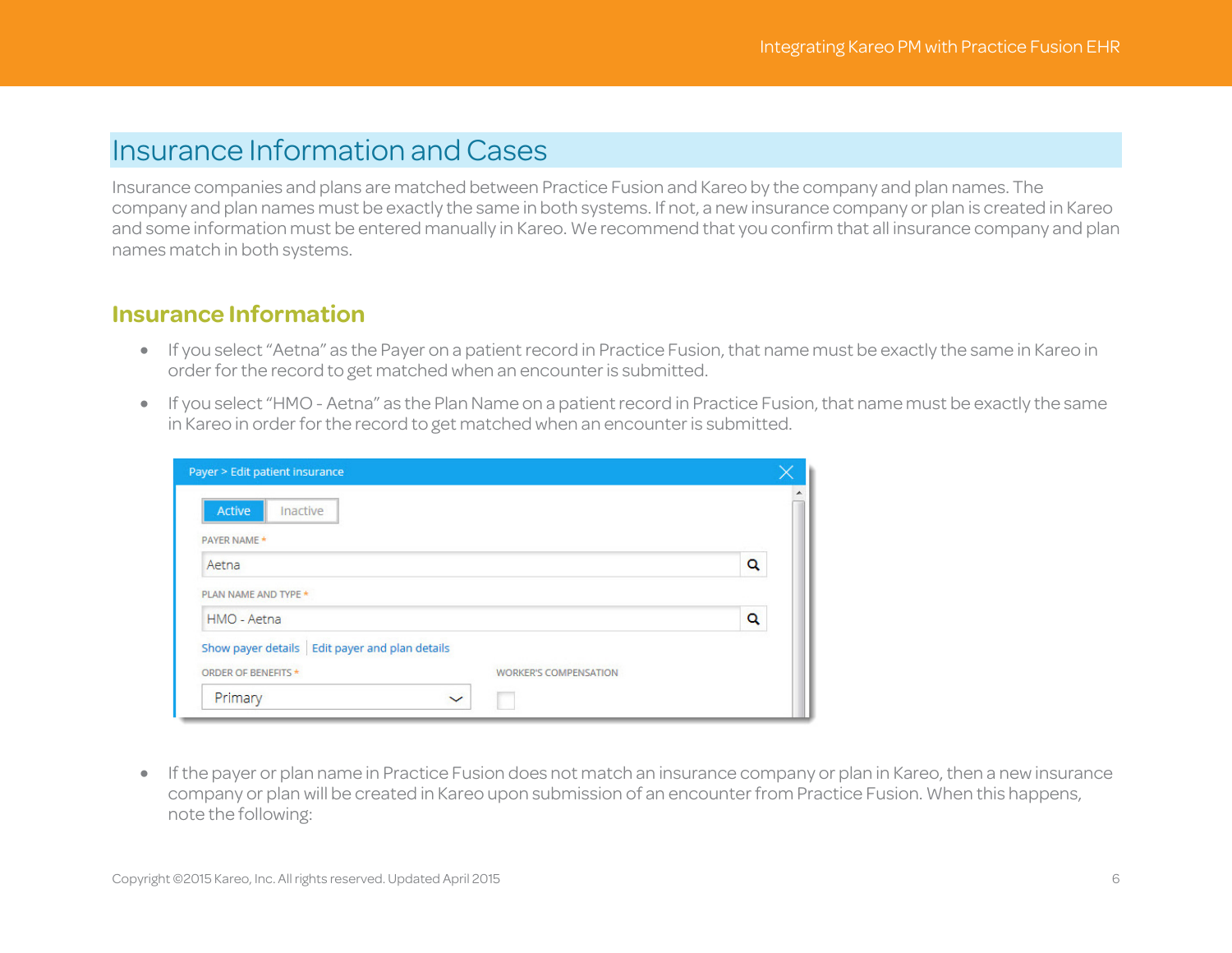# Insurance Information and Cases

Insurance companies and plans are matched between Practice Fusion and Kareo by the company and plan names. The company and plan names must be exactly the same in both systems. If not, a new insurance company or plan is created in Kareo and some information must be entered manually in Kareo. We recommend that you confirm that all insurance company and plan names match in both systems.

## Insurance Information

- If you select “Aetna” as the Payer on a patient record in Practice Fusion, that name must be exactly the same in Kareo in order for the record to get matched when an encounter is submitted.
- If you select “HMO - Aetna” as the Plan Name on a patient record in Practice Fusion, that name must be exactly the same in Kareo in order for the record to get matched when an encounter is submitted.

- If the payer or plan name in Practice Fusion does not match an insurance company or plan in Kareo, then a new insurance company or plan will be created in Kareo upon submission of an encounter from Practice Fusion. When this happens, note the following: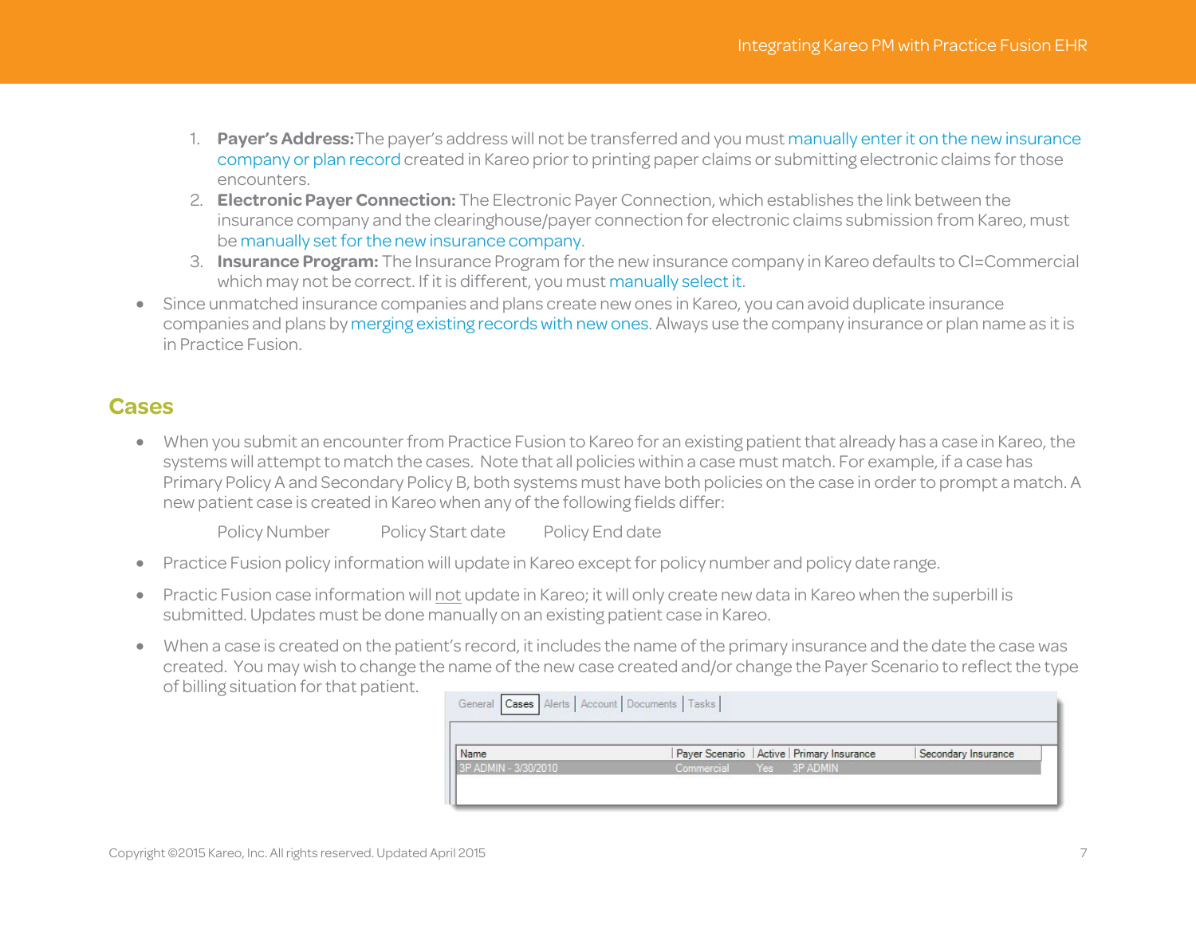1. **Payer's Address:** The payer's address will not be transferred and you must manually enter it on the new insurance company or plan record created in Kareo prior to printing paper claims or submitting electronic claims for those encounters.
2. **Electronic Payer Connection:** The Electronic Payer Connection, which establishes the link between the insurance company and the clearinghouse/payer connection for electronic claims submission from Kareo, must be manually set for the new insurance company.
3. **Insurance Program:** The Insurance Program for the new insurance company in Kareo defaults to CI=Commercial which may not be correct. If it is different, you must manually select it.

- Since unmatched insurance companies and plans create new ones in Kareo, you can avoid duplicate insurance companies and plans by merging existing records with new ones. Always use the company insurance or plan name as it is in Practice Fusion.

## Cases

- When you submit an encounter from Practice Fusion to Kareo for an existing patient that already has a case in Kareo, the systems will attempt to match the cases. Note that all policies within a case must match. For example, if a case has Primary Policy A and Secondary Policy B, both systems must have both policies on the case in order to prompt a match. A new patient case is created in Kareo when any of the following fields differ:

  Policy Number    Policy Start date    Policy End date

- Practice Fusion policy information will update in Kareo except for policy number and policy date range.
- Practic Fusion case information will not update in Kareo; it will only create new data in Kareo when the superbill is submitted. Updates must be done manually on an existing patient case in Kareo.
- When a case is created on the patient's record, it includes the name of the primary insurance and the date the case was created. You may wish to change the name of the new case created and/or change the Payer Scenario to reflect the type of billing situation for that patient.

General | Cases | Alerts | Account | Documents | Tasks

| Name | Payer Scenario | Active | Primary Insurance | Secondary Insurance |
|---|---|---|---|---|
| 3P ADMIN - 3/30/2010 | Commercial | Yes | 3P ADMIN | |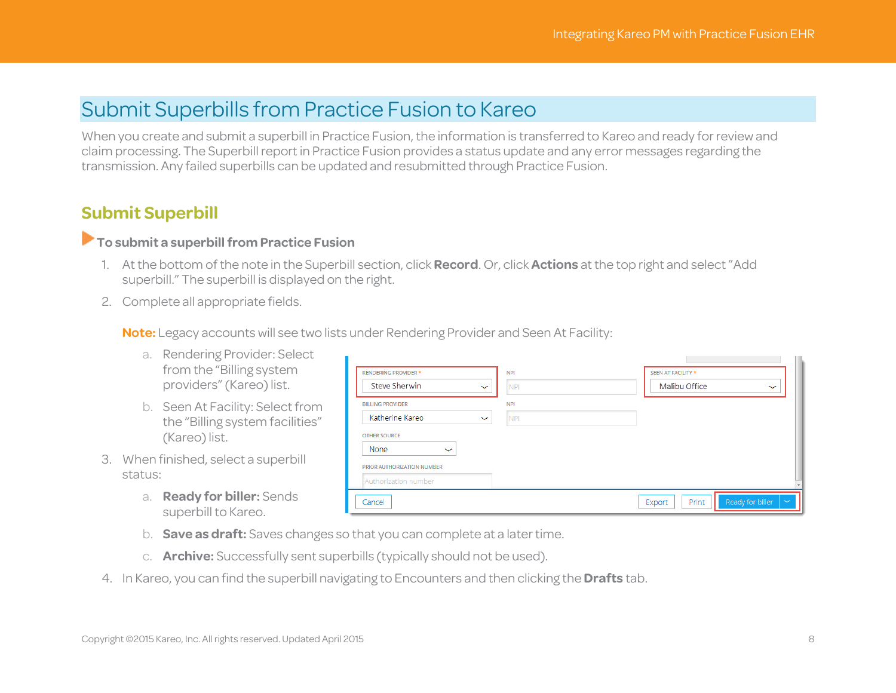# Submit Superbills from Practice Fusion to Kareo

When you create and submit a superbill in Practice Fusion, the information is transferred to Kareo and ready for review and claim processing. The Superbill report in Practice Fusion provides a status update and any error messages regarding the transmission. Any failed superbills can be updated and resubmitted through Practice Fusion.

## Submit Superbill

### To submit a superbill from Practice Fusion

1. At the bottom of the note in the Superbill section, click **Record**. Or, click **Actions** at the top right and select "Add superbill." The superbill is displayed on the right.
2. Complete all appropriate fields.

   **Note:** Legacy accounts will see two lists under Rendering Provider and Seen At Facility:

   a. Rendering Provider: Select from the "Billing system providers" (Kareo) list.
   b. Seen At Facility: Select from the "Billing system facilities" (Kareo) list.

3. When finished, select a superbill status:

   a. **Ready for biller:** Sends superbill to Kareo.
   b. **Save as draft:** Saves changes so that you can complete at a later time.
   c. **Archive:** Successfully sent superbills (typically should not be used).

4. In Kareo, you can find the superbill navigating to Encounters and then clicking the **Drafts** tab.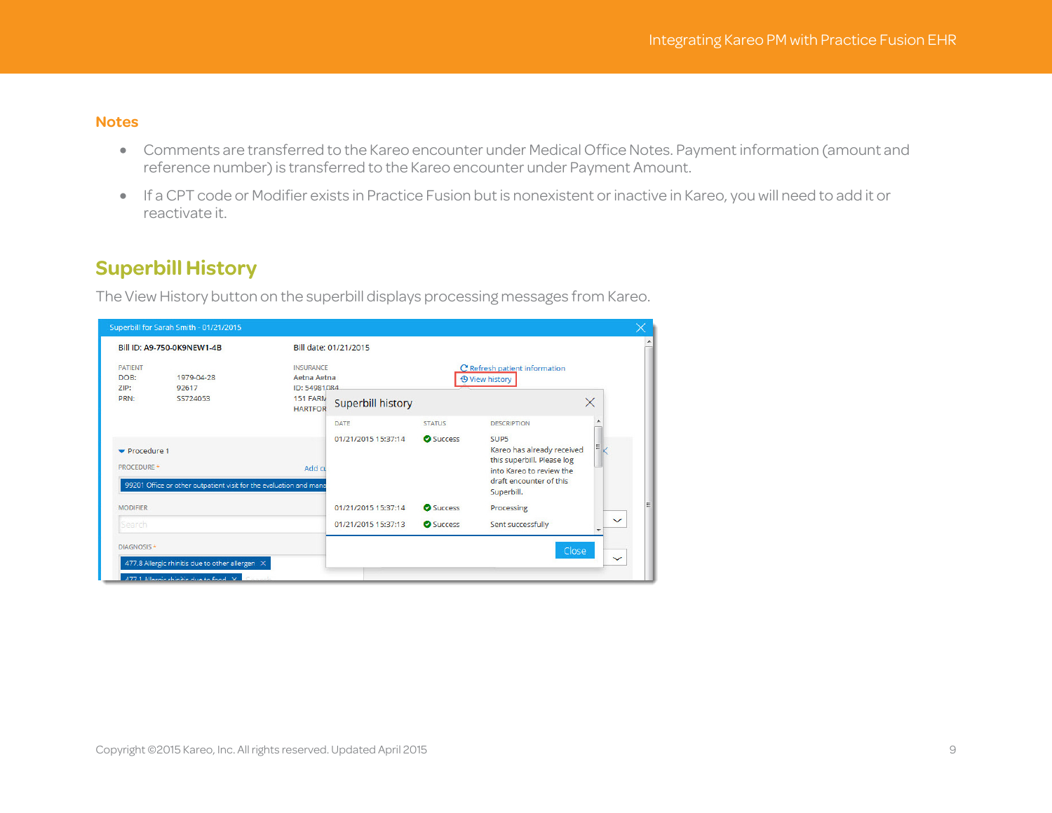## Notes

- Comments are transferred to the Kareo encounter under Medical Office Notes. Payment information (amount and reference number) is transferred to the Kareo encounter under Payment Amount.
- If a CPT code or Modifier exists in Practice Fusion but is nonexistent or inactive in Kareo, you will need to add it or reactivate it.

## Superbill History

The View History button on the superbill displays processing messages from Kareo.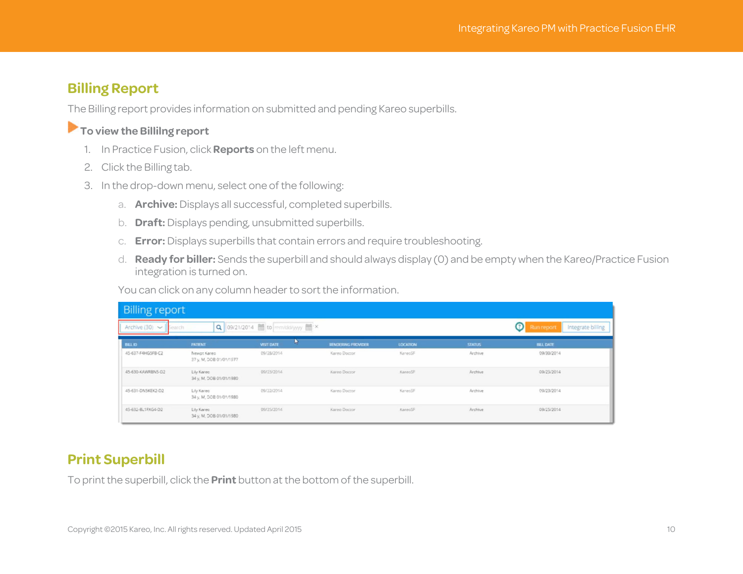## Billing Report

The Billing report provides information on submitted and pending Kareo superbills.

### To view the Billilng report

1. In Practice Fusion, click **Reports** on the left menu.
2. Click the Billing tab.
3. In the drop-down menu, select one of the following:
   a. **Archive:** Displays all successful, completed superbills.
   b. **Draft:** Displays pending, unsubmitted superbills.
   c. **Error:** Displays superbills that contain errors and require troubleshooting.
   d. **Ready for biller:** Sends the superbill and should always display (0) and be empty when the Kareo/Practice Fusion integration is turned on.

You can click on any column header to sort the information.

Billing report

Archive (30) | Search | 09/21/2014 to mm/dd/yyyy | Run report | Integrate billing

| BILL ID | PATIENT | VISIT DATE | RENDERING PROVIDER | LOCATION | STATUS | BILL DATE |
|---|---|---|---|---|---|---|
| 45-637-F4HG5FB-C2 | Newpt Kareo 37 y, M, DOB 01/01/1977 | 09/28/2014 | Kareo Doctor | KareoSF | Archive | 09/30/2014 |
| 45-630-KAWRBN5-D2 | Lily Kareo 34 y, M, DOB 01/01/1980 | 09/23/2014 | Kareo Doctor | KareoSF | Archive | 09/23/2014 |
| 45-631-DN5KEK2-D2 | Lily Kareo 34 y, M, DOB 01/01/1980 | 09/22/2014 | Kareo Doctor | KareoSF | Archive | 09/23/2014 |
| 45-632-BL1FXG4-D2 | Lily Kareo 34 y, M, DOB 01/01/1980 | 09/25/2014 | Kareo Doctor | KareoSF | Archive | 09/25/2014 |

## Print Superbill

To print the superbill, click the **Print** button at the bottom of the superbill.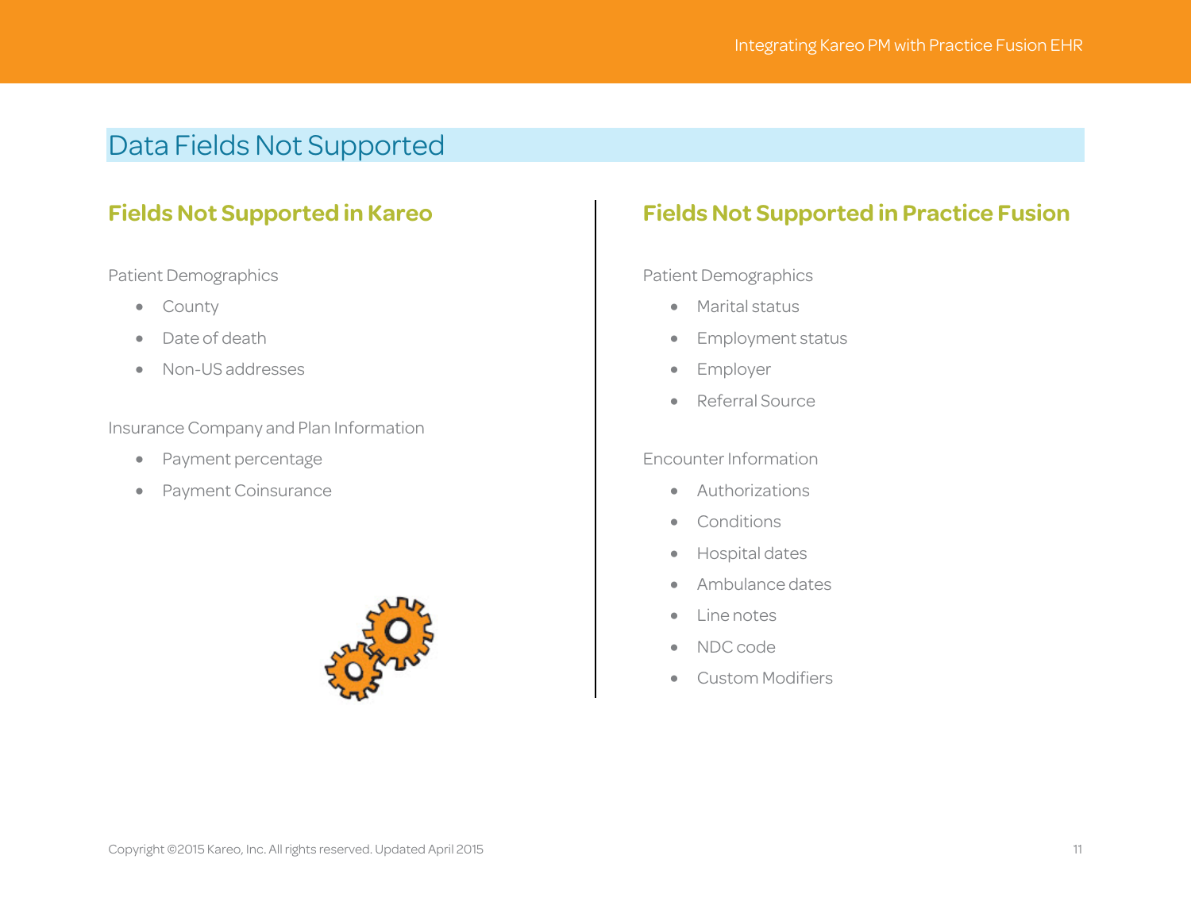## Data Fields Not Supported

### Fields Not Supported in Kareo

Patient Demographics

- County
- Date of death
- Non-US addresses

Insurance Company and Plan Information

- Payment percentage
- Payment Coinsurance

### Fields Not Supported in Practice Fusion

Patient Demographics

- Marital status
- Employment status
- Employer
- Referral Source

Encounter Information

- Authorizations
- Conditions
- Hospital dates
- Ambulance dates
- Line notes
- NDC code
- Custom Modifiers

Copyright ©2015 Kareo, Inc. All rights reserved. Updated April 2015